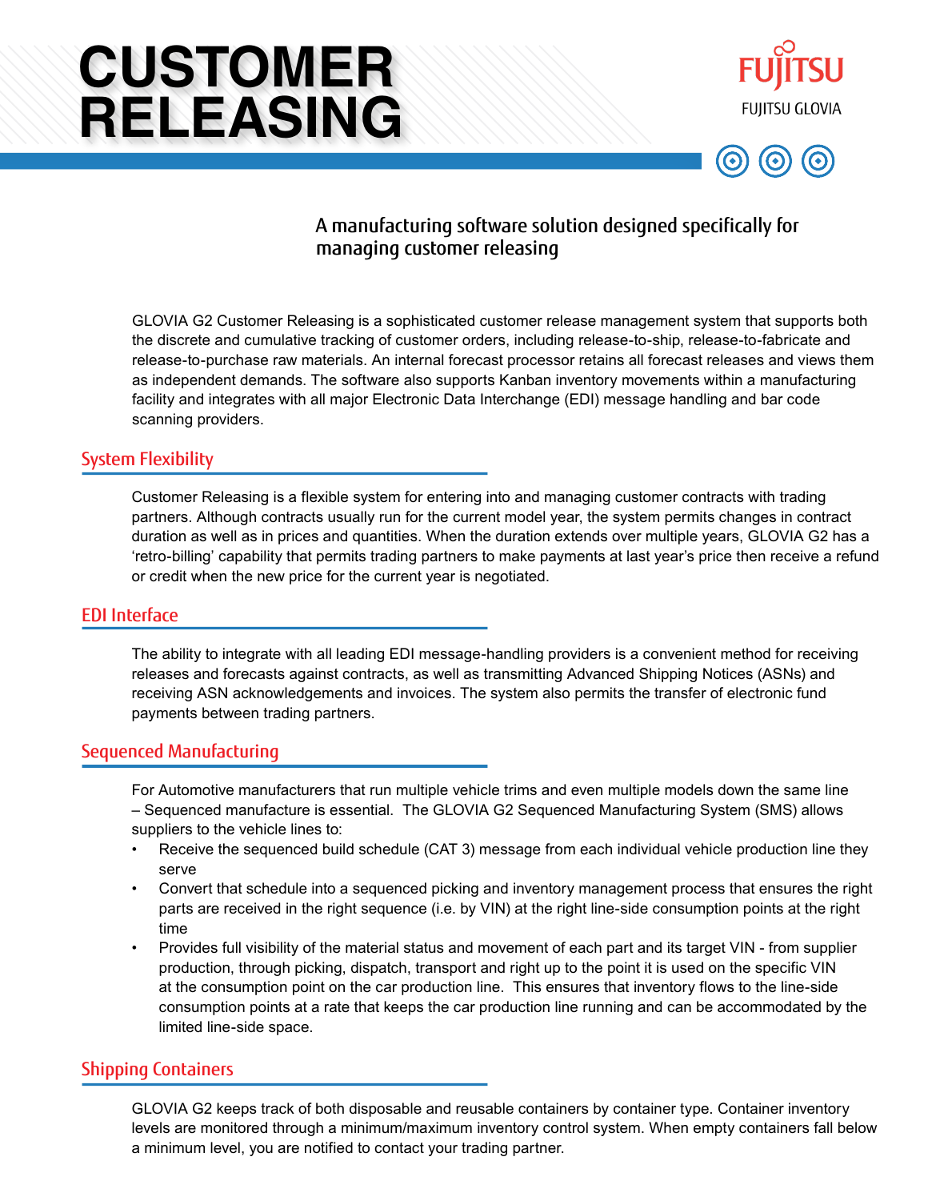# CUSTOMER RELEASING

FUJITSU

FUJITSU GLOVIA

A manufacturing software solution designed specifically for managing customer releasing

GLOVIA G2 Customer Releasing is a sophisticated customer release management system that supports both the discrete and cumulative tracking of customer orders, including release-to-ship, release-to-fabricate and release-to-purchase raw materials. An internal forecast processor retains all forecast releases and views them as independent demands. The software also supports Kanban inventory movements within a manufacturing facility and integrates with all major Electronic Data Interchange (EDI) message handling and bar code scanning providers.

## System Flexibility

Customer Releasing is a flexible system for entering into and managing customer contracts with trading partners. Although contracts usually run for the current model year, the system permits changes in contract duration as well as in prices and quantities. When the duration extends over multiple years, GLOVIA G2 has a 'retro-billing' capability that permits trading partners to make payments at last year's price then receive a refund or credit when the new price for the current year is negotiated.

## EDI Interface

The ability to integrate with all leading EDI message-handling providers is a convenient method for receiving releases and forecasts against contracts, as well as transmitting Advanced Shipping Notices (ASNs) and receiving ASN acknowledgements and invoices. The system also permits the transfer of electronic fund payments between trading partners.

## Sequenced Manufacturing

For Automotive manufacturers that run multiple vehicle trims and even multiple models down the same line – Sequenced manufacture is essential. The GLOVIA G2 Sequenced Manufacturing System (SMS) allows suppliers to the vehicle lines to:

- Receive the sequenced build schedule (CAT 3) message from each individual vehicle production line they serve
- Convert that schedule into a sequenced picking and inventory management process that ensures the right parts are received in the right sequence (i.e. by VIN) at the right line-side consumption points at the right time
- Provides full visibility of the material status and movement of each part and its target VIN - from supplier production, through picking, dispatch, transport and right up to the point it is used on the specific VIN at the consumption point on the car production line. This ensures that inventory flows to the line-side consumption points at a rate that keeps the car production line running and can be accommodated by the limited line-side space.

## Shipping Containers

GLOVIA G2 keeps track of both disposable and reusable containers by container type. Container inventory levels are monitored through a minimum/maximum inventory control system. When empty containers fall below a minimum level, you are notified to contact your trading partner.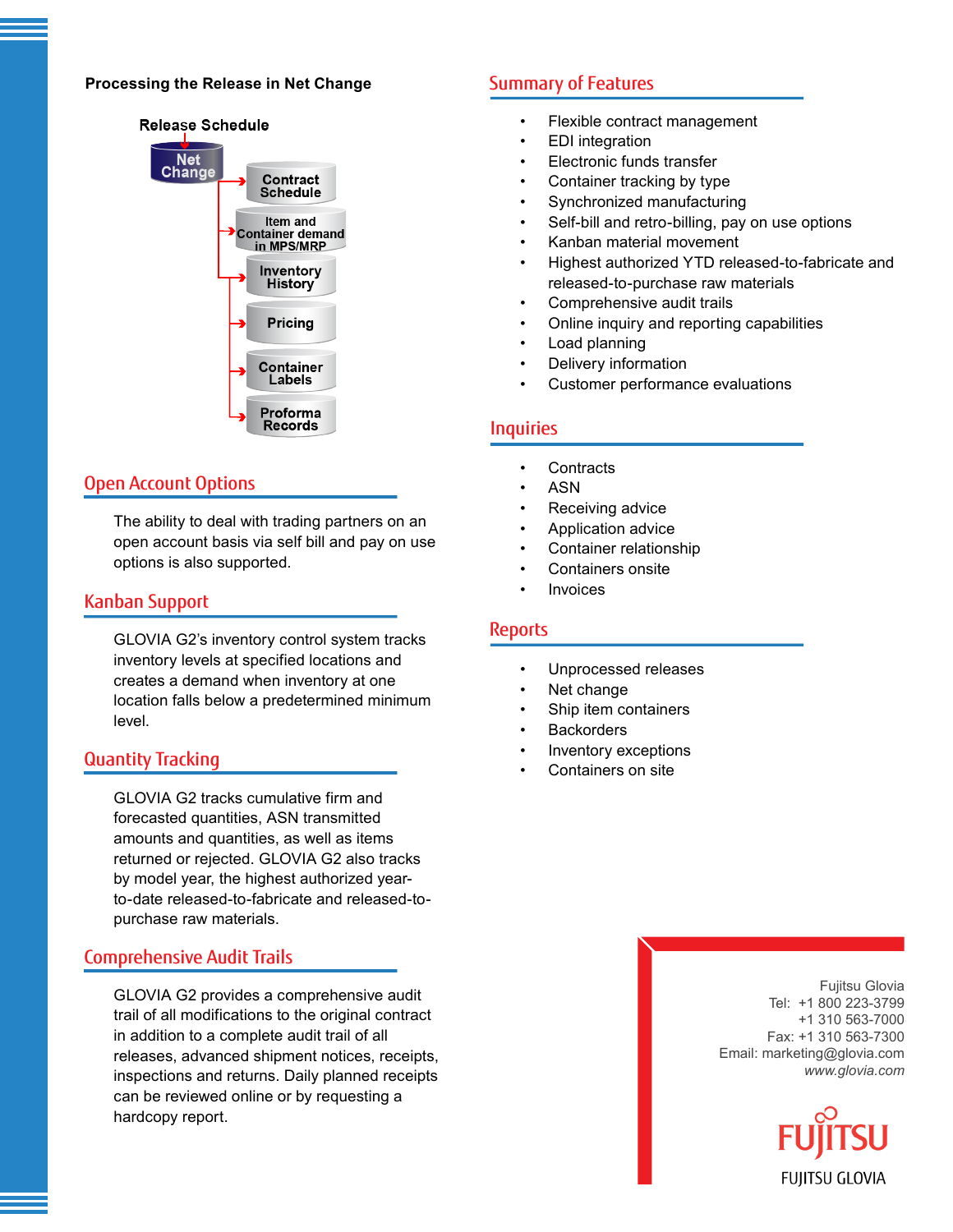**Processing the Release in Net Change**

Release Schedule

Net Change

Contract Schedule

Item and Container demand in MPS/MRP

Inventory History

Pricing

Container Labels

Proforma Records

## Open Account Options

The ability to deal with trading partners on an open account basis via self bill and pay on use options is also supported.

## Kanban Support

GLOVIA G2's inventory control system tracks inventory levels at specified locations and creates a demand when inventory at one location falls below a predetermined minimum level.

## Quantity Tracking

GLOVIA G2 tracks cumulative firm and forecasted quantities, ASN transmitted amounts and quantities, as well as items returned or rejected. GLOVIA G2 also tracks by model year, the highest authorized year-to-date released-to-fabricate and released-to-purchase raw materials.

## Comprehensive Audit Trails

GLOVIA G2 provides a comprehensive audit trail of all modifications to the original contract in addition to a complete audit trail of all releases, advanced shipment notices, receipts, inspections and returns. Daily planned receipts can be reviewed online or by requesting a hardcopy report.

## Summary of Features

- Flexible contract management
- EDI integration
- Electronic funds transfer
- Container tracking by type
- Synchronized manufacturing
- Self-bill and retro-billing, pay on use options
- Kanban material movement
- Highest authorized YTD released-to-fabricate and released-to-purchase raw materials
- Comprehensive audit trails
- Online inquiry and reporting capabilities
- Load planning
- Delivery information
- Customer performance evaluations

## Inquiries

- Contracts
- ASN
- Receiving advice
- Application advice
- Container relationship
- Containers onsite
- Invoices

## Reports

- Unprocessed releases
- Net change
- Ship item containers
- Backorders
- Inventory exceptions
- Containers on site

Fujitsu Glovia
Tel: +1 800 223-3799
+1 310 563-7000
Fax: +1 310 563-7300
Email: marketing@glovia.com
*www.glovia.com*

FUJITSU

FUJITSU GLOVIA